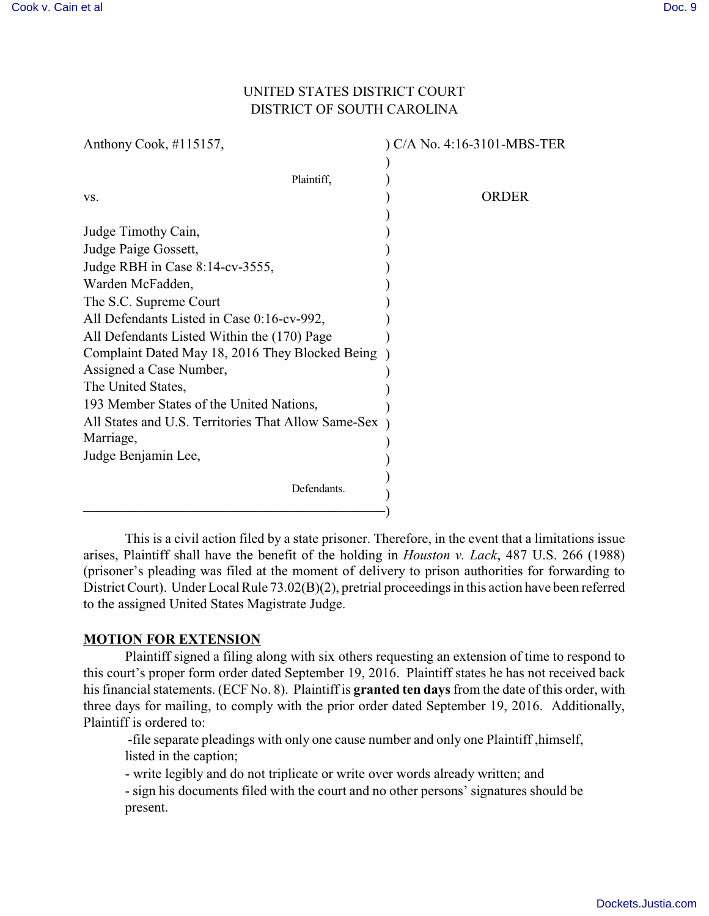UNITED STATES DISTRICT COURT
DISTRICT OF SOUTH CAROLINA

Anthony Cook, #115157,

Plaintiff,

vs.

Judge Timothy Cain,
Judge Paige Gossett,
Judge RBH in Case 8:14-cv-3555,
Warden McFadden,
The S.C. Supreme Court
All Defendants Listed in Case 0:16-cv-992,
All Defendants Listed Within the (170) Page Complaint Dated May 18, 2016 They Blocked Being Assigned a Case Number,
The United States,
193 Member States of the United Nations,
All States and U.S. Territories That Allow Same-Sex Marriage,
Judge Benjamin Lee,

Defendants.

C/A No. 4:16-3101-MBS-TER

ORDER

This is a civil action filed by a state prisoner. Therefore, in the event that a limitations issue arises, Plaintiff shall have the benefit of the holding in *Houston v. Lack*, 487 U.S. 266 (1988) (prisoner's pleading was filed at the moment of delivery to prison authorities for forwarding to District Court). Under Local Rule 73.02(B)(2), pretrial proceedings in this action have been referred to the assigned United States Magistrate Judge.

**MOTION FOR EXTENSION**

Plaintiff signed a filing along with six others requesting an extension of time to respond to this court's proper form order dated September 19, 2016. Plaintiff states he has not received back his financial statements. (ECF No. 8). Plaintiff is **granted ten days** from the date of this order, with three days for mailing, to comply with the prior order dated September 19, 2016. Additionally, Plaintiff is ordered to:

- file separate pleadings with only one cause number and only one Plaintiff ,himself, listed in the caption;
- write legibly and do not triplicate or write over words already written; and
- sign his documents filed with the court and no other persons' signatures should be present.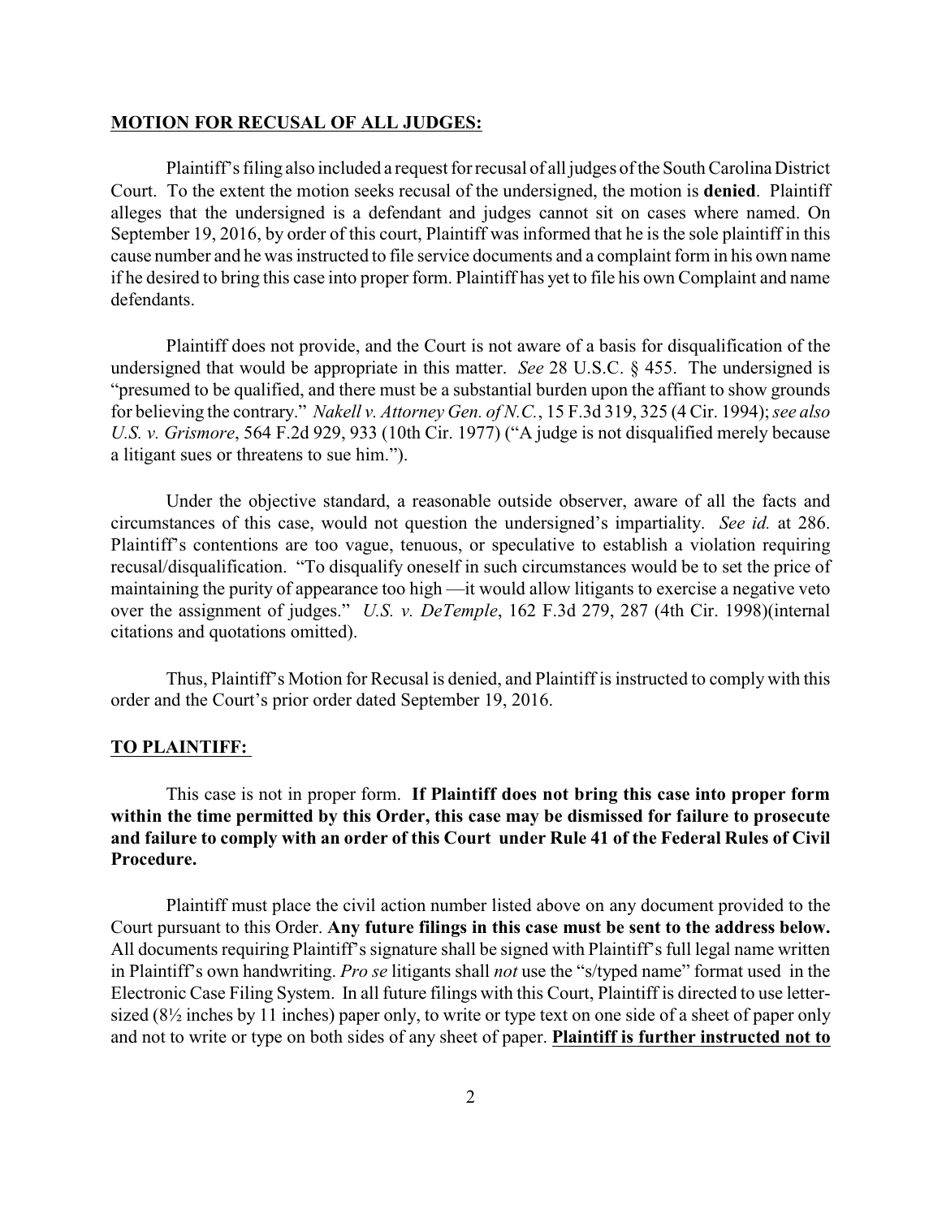**MOTION FOR RECUSAL OF ALL JUDGES:**

Plaintiff's filing also included a request for recusal of all judges of the South Carolina District Court. To the extent the motion seeks recusal of the undersigned, the motion is **denied**. Plaintiff alleges that the undersigned is a defendant and judges cannot sit on cases where named. On September 19, 2016, by order of this court, Plaintiff was informed that he is the sole plaintiff in this cause number and he was instructed to file service documents and a complaint form in his own name if he desired to bring this case into proper form. Plaintiff has yet to file his own Complaint and name defendants.

Plaintiff does not provide, and the Court is not aware of a basis for disqualification of the undersigned that would be appropriate in this matter. *See* 28 U.S.C. § 455. The undersigned is "presumed to be qualified, and there must be a substantial burden upon the affiant to show grounds for believing the contrary." *Nakell v. Attorney Gen. of N.C.*, 15 F.3d 319, 325 (4 Cir. 1994); *see also U.S. v. Grismore*, 564 F.2d 929, 933 (10th Cir. 1977) ("A judge is not disqualified merely because a litigant sues or threatens to sue him.").

Under the objective standard, a reasonable outside observer, aware of all the facts and circumstances of this case, would not question the undersigned's impartiality. *See id.* at 286. Plaintiff's contentions are too vague, tenuous, or speculative to establish a violation requiring recusal/disqualification. "To disqualify oneself in such circumstances would be to set the price of maintaining the purity of appearance too high —it would allow litigants to exercise a negative veto over the assignment of judges." *U.S. v. DeTemple*, 162 F.3d 279, 287 (4th Cir. 1998)(internal citations and quotations omitted).

Thus, Plaintiff's Motion for Recusal is denied, and Plaintiff is instructed to comply with this order and the Court's prior order dated September 19, 2016.

**TO PLAINTIFF:**

This case is not in proper form. **If Plaintiff does not bring this case into proper form within the time permitted by this Order, this case may be dismissed for failure to prosecute and failure to comply with an order of this Court under Rule 41 of the Federal Rules of Civil Procedure.**

Plaintiff must place the civil action number listed above on any document provided to the Court pursuant to this Order. **Any future filings in this case must be sent to the address below.** All documents requiring Plaintiff's signature shall be signed with Plaintiff's full legal name written in Plaintiff's own handwriting. *Pro se* litigants shall *not* use the "s/typed name" format used in the Electronic Case Filing System. In all future filings with this Court, Plaintiff is directed to use letter-sized (8½ inches by 11 inches) paper only, to write or type text on one side of a sheet of paper only and not to write or type on both sides of any sheet of paper. **Plaintiff is further instructed not to**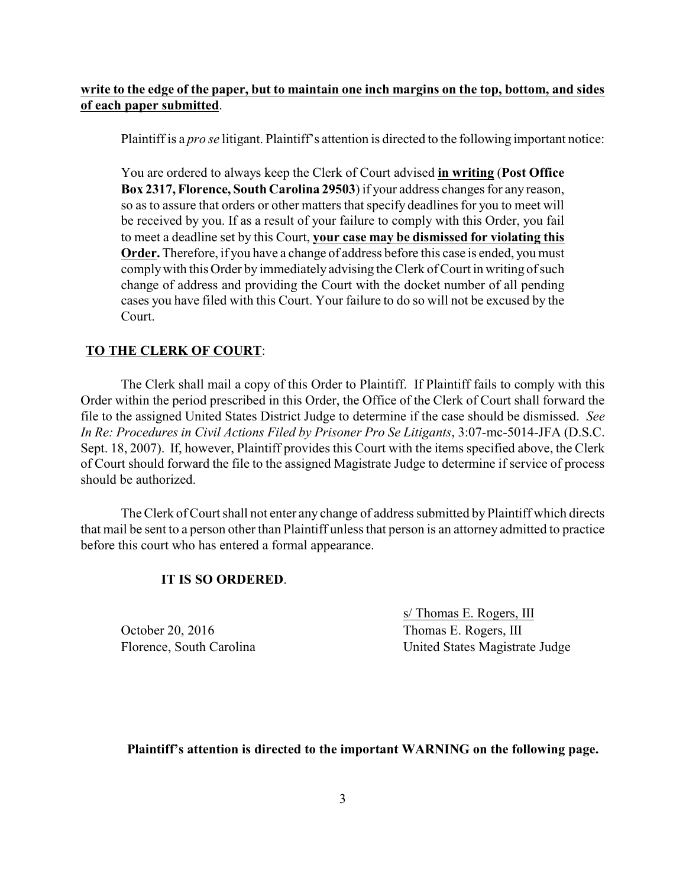**write to the edge of the paper, but to maintain one inch margins on the top, bottom, and sides of each paper submitted**.

Plaintiff is a *pro se* litigant. Plaintiff's attention is directed to the following important notice:

> You are ordered to always keep the Clerk of Court advised **in writing** (**Post Office Box 2317, Florence, South Carolina 29503**) if your address changes for any reason, so as to assure that orders or other matters that specify deadlines for you to meet will be received by you. If as a result of your failure to comply with this Order, you fail to meet a deadline set by this Court, **your case may be dismissed for violating this Order.** Therefore, if you have a change of address before this case is ended, you must comply with this Order by immediately advising the Clerk of Court in writing of such change of address and providing the Court with the docket number of all pending cases you have filed with this Court. Your failure to do so will not be excused by the Court.

**TO THE CLERK OF COURT**:

The Clerk shall mail a copy of this Order to Plaintiff. If Plaintiff fails to comply with this Order within the period prescribed in this Order, the Office of the Clerk of Court shall forward the file to the assigned United States District Judge to determine if the case should be dismissed. *See In Re: Procedures in Civil Actions Filed by Prisoner Pro Se Litigants*, 3:07-mc-5014-JFA (D.S.C. Sept. 18, 2007). If, however, Plaintiff provides this Court with the items specified above, the Clerk of Court should forward the file to the assigned Magistrate Judge to determine if service of process should be authorized.

The Clerk of Court shall not enter any change of address submitted by Plaintiff which directs that mail be sent to a person other than Plaintiff unless that person is an attorney admitted to practice before this court who has entered a formal appearance.

**IT IS SO ORDERED**.

s/ Thomas E. Rogers, III
Thomas E. Rogers, III
United States Magistrate Judge

October 20, 2016
Florence, South Carolina

**Plaintiff's attention is directed to the important WARNING on the following page.**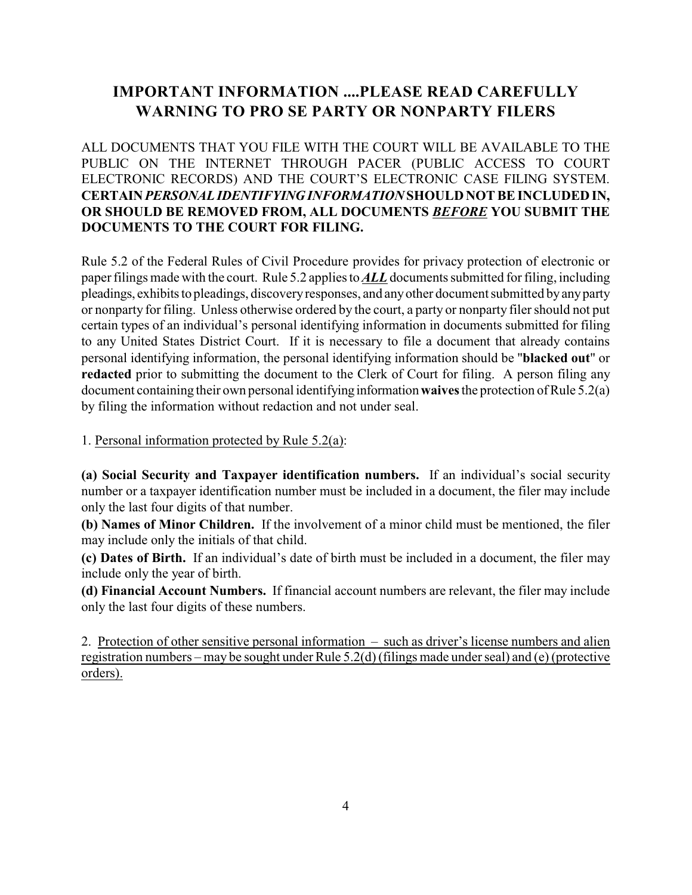## IMPORTANT INFORMATION ....PLEASE READ CAREFULLY
## WARNING TO PRO SE PARTY OR NONPARTY FILERS

ALL DOCUMENTS THAT YOU FILE WITH THE COURT WILL BE AVAILABLE TO THE PUBLIC ON THE INTERNET THROUGH PACER (PUBLIC ACCESS TO COURT ELECTRONIC RECORDS) AND THE COURT'S ELECTRONIC CASE FILING SYSTEM. **CERTAIN *PERSONAL IDENTIFYING INFORMATION* SHOULD NOT BE INCLUDED IN, OR SHOULD BE REMOVED FROM, ALL DOCUMENTS *BEFORE* YOU SUBMIT THE DOCUMENTS TO THE COURT FOR FILING.**

Rule 5.2 of the Federal Rules of Civil Procedure provides for privacy protection of electronic or paper filings made with the court. Rule 5.2 applies to ***ALL*** documents submitted for filing, including pleadings, exhibits to pleadings, discovery responses, and any other document submitted by any party or nonparty for filing. Unless otherwise ordered by the court, a party or nonparty filer should not put certain types of an individual's personal identifying information in documents submitted for filing to any United States District Court. If it is necessary to file a document that already contains personal identifying information, the personal identifying information should be "**blacked out**" or **redacted** prior to submitting the document to the Clerk of Court for filing. A person filing any document containing their own personal identifying information **waives** the protection of Rule 5.2(a) by filing the information without redaction and not under seal.

1. Personal information protected by Rule 5.2(a):

**(a) Social Security and Taxpayer identification numbers.** If an individual's social security number or a taxpayer identification number must be included in a document, the filer may include only the last four digits of that number.

**(b) Names of Minor Children.** If the involvement of a minor child must be mentioned, the filer may include only the initials of that child.

**(c) Dates of Birth.** If an individual's date of birth must be included in a document, the filer may include only the year of birth.

**(d) Financial Account Numbers.** If financial account numbers are relevant, the filer may include only the last four digits of these numbers.

2. Protection of other sensitive personal information – such as driver's license numbers and alien registration numbers – may be sought under Rule 5.2(d) (filings made under seal) and (e) (protective orders).